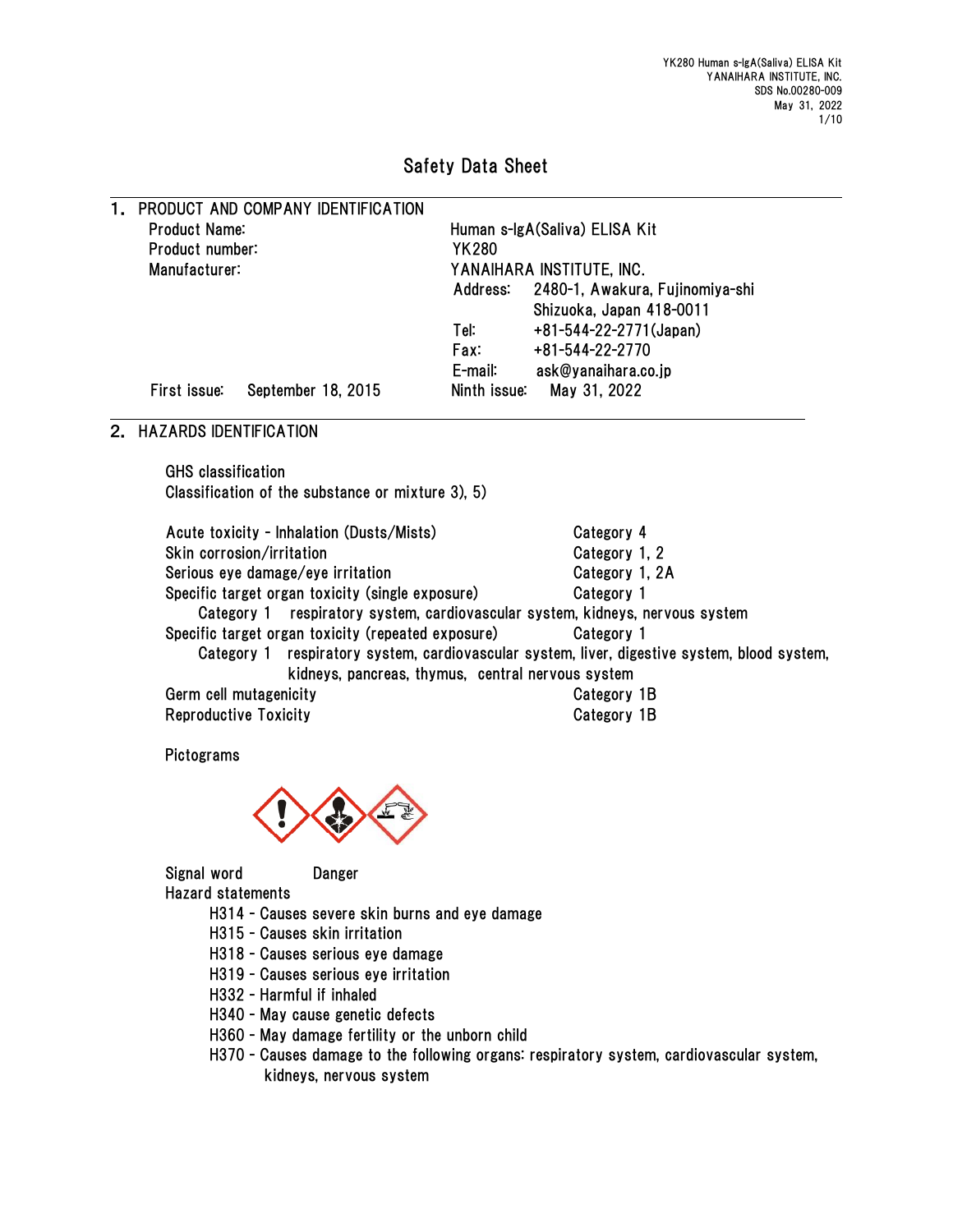# Safety Data Sheet

## 1. PRODUCT AND COMPANY IDENTIFICATION

| | |
|---|---|
| Product Name: | Human s-IgA(Saliva) ELISA Kit |
| Product number: | YK280 |
| Manufacturer: | YANAIHARA INSTITUTE, INC. |
| | Address: 2480-1, Awakura, Fujinomiya-shi Shizuoka, Japan 418-0011 |
| | Tel: +81-544-22-2771(Japan) |
| | Fax: +81-544-22-2770 |
| | E-mail: ask@yanaihara.co.jp |
| First issue: September 18, 2015 | Ninth issue: May 31, 2022 |

## 2. HAZARDS IDENTIFICATION

GHS classification
Classification of the substance or mixture 3), 5)

| | |
|---|---|
| Acute toxicity - Inhalation (Dusts/Mists) | Category 4 |
| Skin corrosion/irritation | Category 1, 2 |
| Serious eye damage/eye irritation | Category 1, 2A |
| Specific target organ toxicity (single exposure) | Category 1 |

Category 1 respiratory system, cardiovascular system, kidneys, nervous system

| | |
|---|---|
| Specific target organ toxicity (repeated exposure) | Category 1 |

Category 1 respiratory system, cardiovascular system, liver, digestive system, blood system, kidneys, pancreas, thymus, central nervous system

| | |
|---|---|
| Germ cell mutagenicity | Category 1B |
| Reproductive Toxicity | Category 1B |

Pictograms

Signal word Danger

Hazard statements

- H314 - Causes severe skin burns and eye damage
- H315 - Causes skin irritation
- H318 - Causes serious eye damage
- H319 - Causes serious eye irritation
- H332 - Harmful if inhaled
- H340 - May cause genetic defects
- H360 - May damage fertility or the unborn child
- H370 - Causes damage to the following organs: respiratory system, cardiovascular system, kidneys, nervous system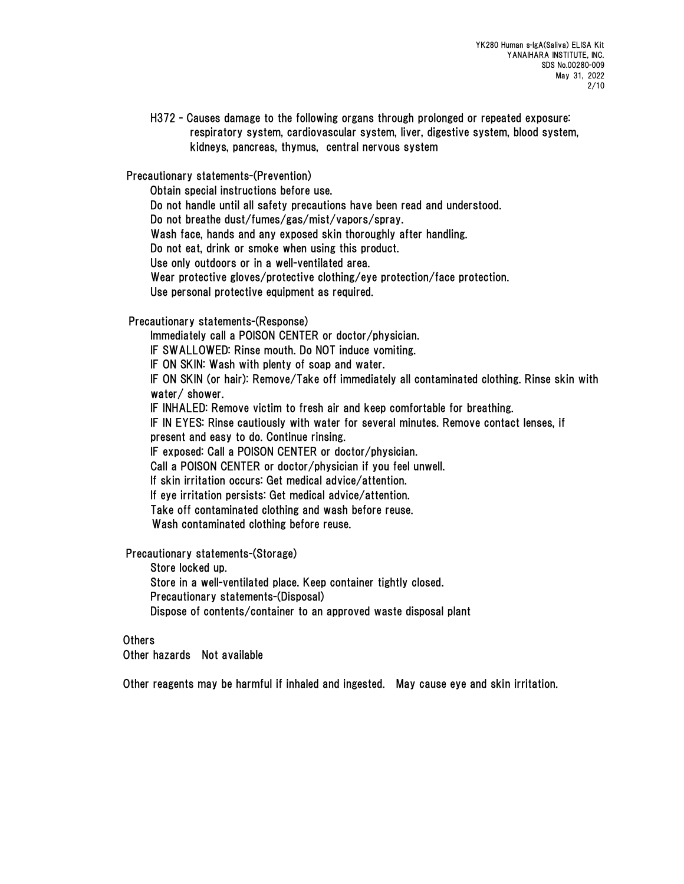H372 - Causes damage to the following organs through prolonged or repeated exposure: respiratory system, cardiovascular system, liver, digestive system, blood system, kidneys, pancreas, thymus, central nervous system

Precautionary statements-(Prevention)

Obtain special instructions before use.
Do not handle until all safety precautions have been read and understood.
Do not breathe dust/fumes/gas/mist/vapors/spray.
Wash face, hands and any exposed skin thoroughly after handling.
Do not eat, drink or smoke when using this product.
Use only outdoors or in a well-ventilated area.
Wear protective gloves/protective clothing/eye protection/face protection.
Use personal protective equipment as required.

Precautionary statements-(Response)

Immediately call a POISON CENTER or doctor/physician.
IF SWALLOWED: Rinse mouth. Do NOT induce vomiting.
IF ON SKIN: Wash with plenty of soap and water.
IF ON SKIN (or hair): Remove/Take off immediately all contaminated clothing. Rinse skin with water/ shower.
IF INHALED: Remove victim to fresh air and keep comfortable for breathing.
IF IN EYES: Rinse cautiously with water for several minutes. Remove contact lenses, if present and easy to do. Continue rinsing.
IF exposed: Call a POISON CENTER or doctor/physician.
Call a POISON CENTER or doctor/physician if you feel unwell.
If skin irritation occurs: Get medical advice/attention.
If eye irritation persists: Get medical advice/attention.
Take off contaminated clothing and wash before reuse.
Wash contaminated clothing before reuse.

Precautionary statements-(Storage)

Store locked up.
Store in a well-ventilated place. Keep container tightly closed.
Precautionary statements-(Disposal)
Dispose of contents/container to an approved waste disposal plant

Others
Other hazards Not available

Other reagents may be harmful if inhaled and ingested. May cause eye and skin irritation.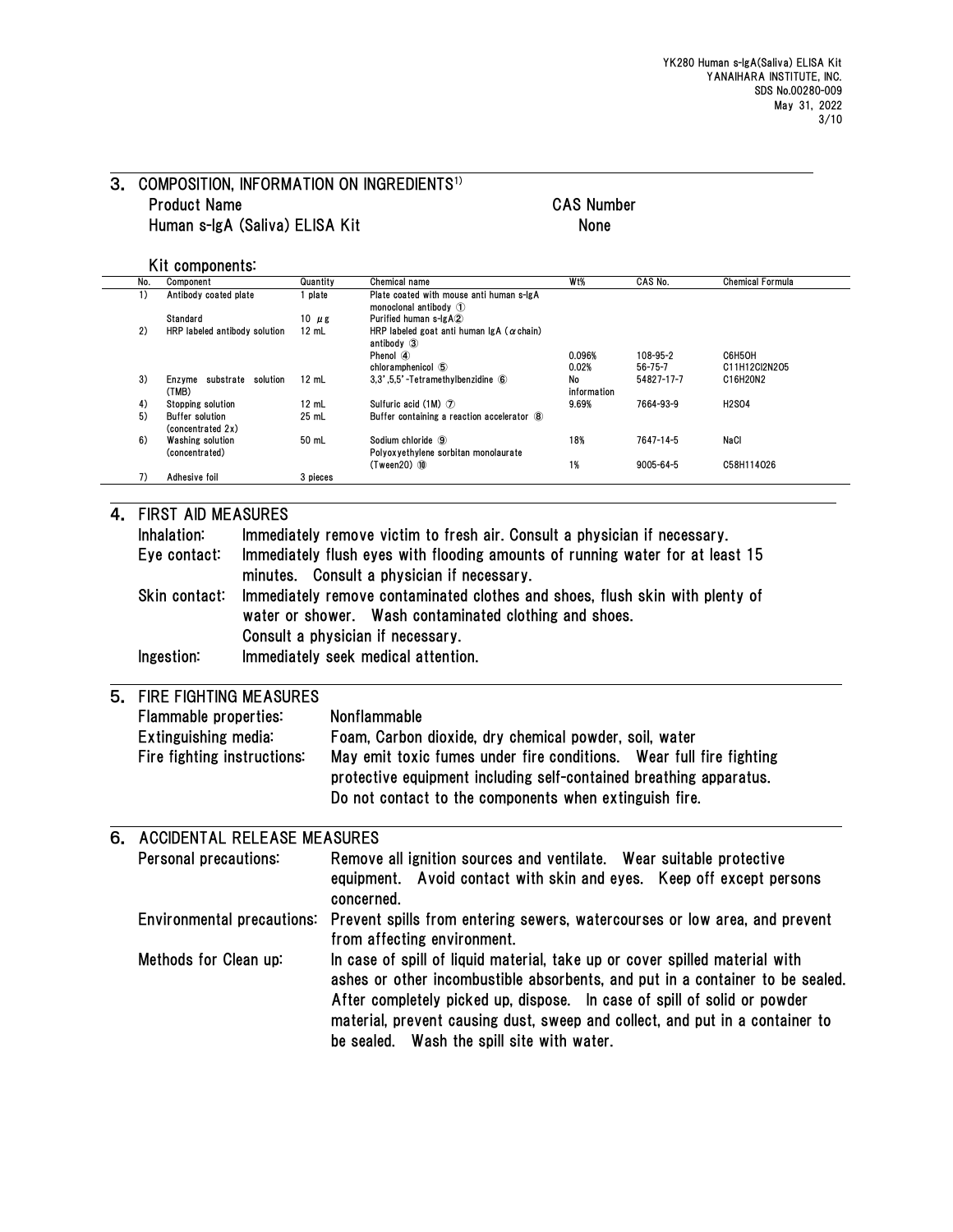## 3. COMPOSITION, INFORMATION ON INGREDIENTS[1)]

| Product Name | CAS Number |
|---|---|
| Human s-IgA (Saliva) ELISA Kit | None |

Kit components:

| No. | Component | Quantity | Chemical name | Wt% | CAS No. | Chemical Formula |
|---|---|---|---|---|---|---|
| 1) | Antibody coated plate | 1 plate | Plate coated with mouse anti human s-IgA monoclonal antibody ① | | | |
| | Standard | 10 μg | Purified human s-IgA② | | | |
| 2) | HRP labeled antibody solution | 12 mL | HRP labeled goat anti human IgA (α chain) antibody ③ | | | |
| | | | Phenol ④ | 0.096% | 108-95-2 | $C_6H_5OH$ |
| | | | chloramphenicol ⑤ | 0.02% | 56-75-7 | $C_{11}H_{12}Cl_2N_2O_5$ |
| 3) | Enzyme substrate solution (TMB) | 12 mL | 3,3',5,5'-Tetramethylbenzidine ⑥ | No information | 54827-17-7 | $C_{16}H_{20}N_2$ |
| 4) | Stopping solution | 12 mL | Sulfuric acid (1M) ⑦ | 9.69% | 7664-93-9 | $H_2SO_4$ |
| 5) | Buffer solution (concentrated 2x) | 25 mL | Buffer containing a reaction accelerator ⑧ | | | |
| 6) | Washing solution (concentrated) | 50 mL | Sodium chloride ⑨ | 18% | 7647-14-5 | NaCl |
| | | | Polyoxyethylene sorbitan monolaurate (Tween20) ⑩ | 1% | 9005-64-5 | $C_{58}H_{114}O_{26}$ |
| 7) | Adhesive foil | 3 pieces | | | | |

## 4. FIRST AID MEASURES

**Inhalation:** Immediately remove victim to fresh air. Consult a physician if necessary.

**Eye contact:** Immediately flush eyes with flooding amounts of running water for at least 15 minutes. Consult a physician if necessary.

**Skin contact:** Immediately remove contaminated clothes and shoes, flush skin with plenty of water or shower. Wash contaminated clothing and shoes. Consult a physician if necessary.

**Ingestion:** Immediately seek medical attention.

## 5. FIRE FIGHTING MEASURES

**Flammable properties:** Nonflammable

**Extinguishing media:** Foam, Carbon dioxide, dry chemical powder, soil, water

**Fire fighting instructions:** May emit toxic fumes under fire conditions. Wear full fire fighting protective equipment including self-contained breathing apparatus. Do not contact to the components when extinguish fire.

## 6. ACCIDENTAL RELEASE MEASURES

**Personal precautions:** Remove all ignition sources and ventilate. Wear suitable protective equipment. Avoid contact with skin and eyes. Keep off except persons concerned.

**Environmental precautions:** Prevent spills from entering sewers, watercourses or low area, and prevent from affecting environment.

**Methods for Clean up:** In case of spill of liquid material, take up or cover spilled material with ashes or other incombustible absorbents, and put in a container to be sealed. After completely picked up, dispose. In case of spill of solid or powder material, prevent causing dust, sweep and collect, and put in a container to be sealed. Wash the spill site with water.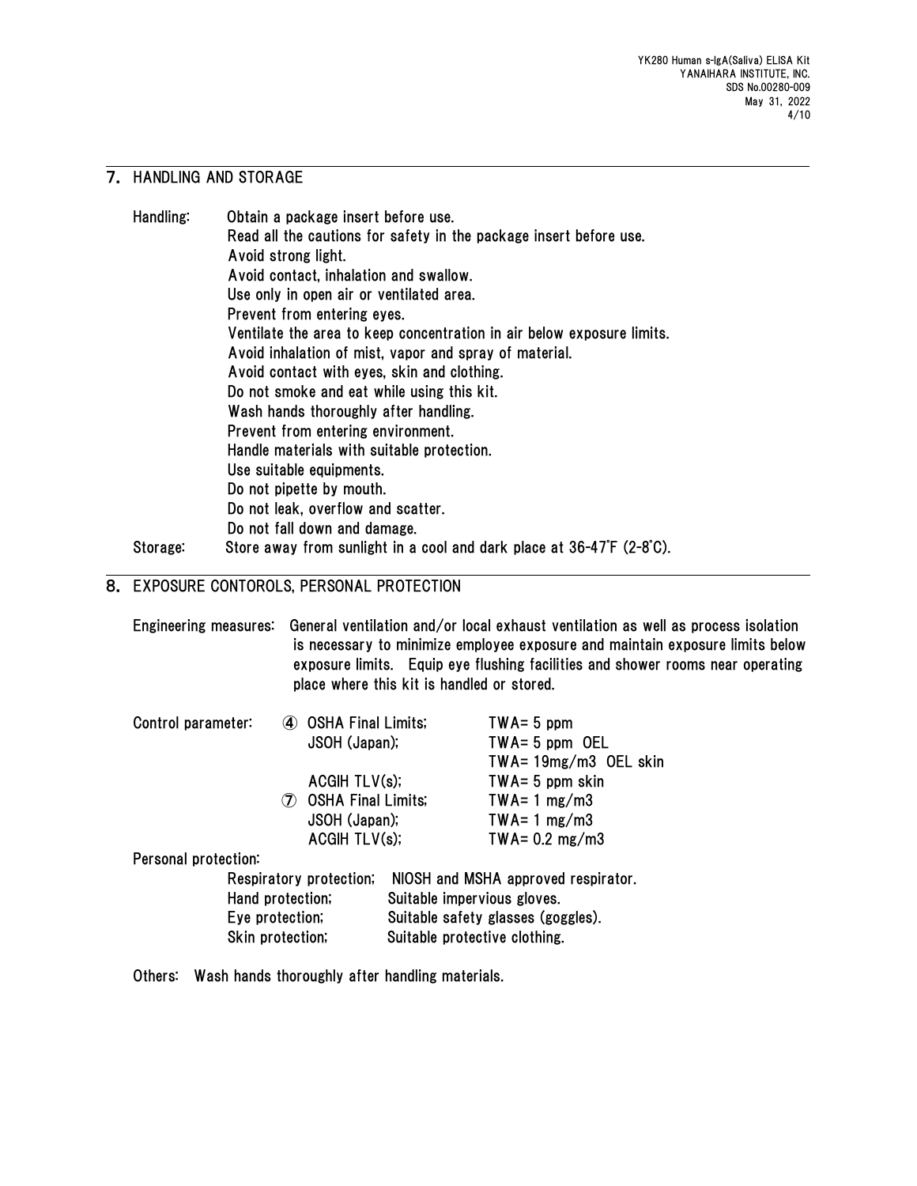## 7. HANDLING AND STORAGE

Handling:
- Obtain a package insert before use.
- Read all the cautions for safety in the package insert before use.
- Avoid strong light.
- Avoid contact, inhalation and swallow.
- Use only in open air or ventilated area.
- Prevent from entering eyes.
- Ventilate the area to keep concentration in air below exposure limits.
- Avoid inhalation of mist, vapor and spray of material.
- Avoid contact with eyes, skin and clothing.
- Do not smoke and eat while using this kit.
- Wash hands thoroughly after handling.
- Prevent from entering environment.
- Handle materials with suitable protection.
- Use suitable equipments.
- Do not pipette by mouth.
- Do not leak, overflow and scatter.
- Do not fall down and damage.

Storage: Store away from sunlight in a cool and dark place at 36-47°F (2-8°C).

## 8. EXPOSURE CONTOROLS, PERSONAL PROTECTION

Engineering measures: General ventilation and/or local exhaust ventilation as well as process isolation is necessary to minimize employee exposure and maintain exposure limits below exposure limits. Equip eye flushing facilities and shower rooms near operating place where this kit is handled or stored.

Control parameter:

| | | |
|---|---|---|
| ④ | OSHA Final Limits; | TWA= 5 ppm |
| | JSOH (Japan); | TWA= 5 ppm OEL |
| | | TWA= 19mg/m3 OEL skin |
| | ACGIH TLV(s); | TWA= 5 ppm skin |
| ⑦ | OSHA Final Limits; | TWA= 1 mg/m3 |
| | JSOH (Japan); | TWA= 1 mg/m3 |
| | ACGIH TLV(s); | TWA= 0.2 mg/m3 |

Personal protection:

- Respiratory protection; NIOSH and MSHA approved respirator.
- Hand protection; Suitable impervious gloves.
- Eye protection; Suitable safety glasses (goggles).
- Skin protection; Suitable protective clothing.

Others: Wash hands thoroughly after handling materials.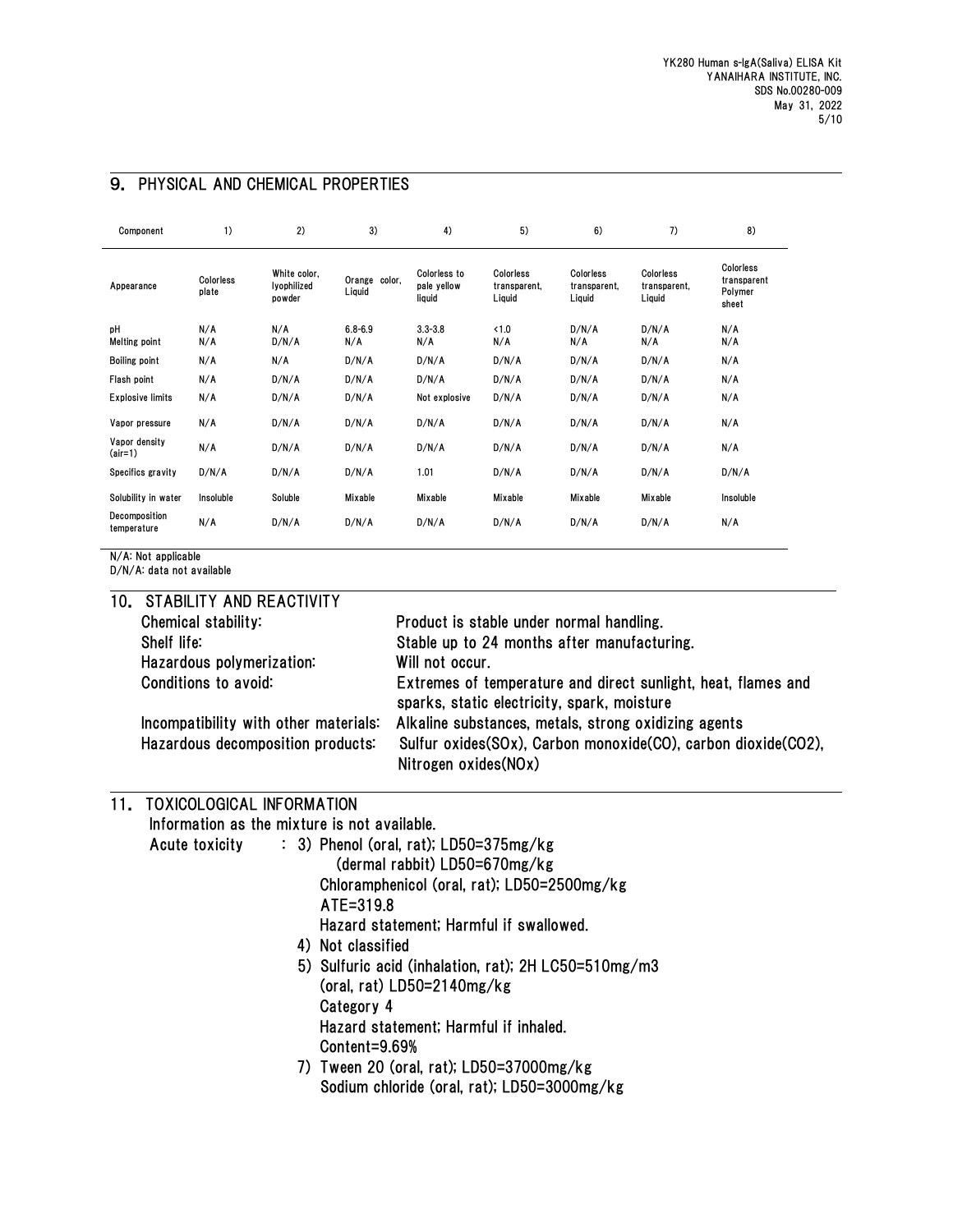## 9. PHYSICAL AND CHEMICAL PROPERTIES

| Component | 1) | 2) | 3) | 4) | 5) | 6) | 7) | 8) |
|---|---|---|---|---|---|---|---|---|
| Appearance | Colorless plate | White color, lyophilized powder | Orange color, Liquid | Colorless to pale yellow liquid | Colorless transparent, Liquid | Colorless transparent, Liquid | Colorless transparent, Liquid | Colorless transparent Polymer sheet |
| pH | N/A | N/A | 6.8-6.9 | 3.3-3.8 | <1.0 | D/N/A | D/N/A | N/A |
| Melting point | N/A | D/N/A | N/A | N/A | N/A | N/A | N/A | N/A |
| Boiling point | N/A | N/A | D/N/A | D/N/A | D/N/A | D/N/A | D/N/A | N/A |
| Flash point | N/A | D/N/A | D/N/A | D/N/A | D/N/A | D/N/A | D/N/A | N/A |
| Explosive limits | N/A | D/N/A | D/N/A | Not explosive | D/N/A | D/N/A | D/N/A | N/A |
| Vapor pressure | N/A | D/N/A | D/N/A | D/N/A | D/N/A | D/N/A | D/N/A | N/A |
| Vapor density (air=1) | N/A | D/N/A | D/N/A | D/N/A | D/N/A | D/N/A | D/N/A | N/A |
| Specifics gravity | D/N/A | D/N/A | D/N/A | 1.01 | D/N/A | D/N/A | D/N/A | D/N/A |
| Solubility in water | Insoluble | Soluble | Mixable | Mixable | Mixable | Mixable | Mixable | Insoluble |
| Decomposition temperature | N/A | D/N/A | D/N/A | D/N/A | D/N/A | D/N/A | D/N/A | N/A |

N/A: Not applicable
D/N/A: data not available

## 10. STABILITY AND REACTIVITY

| | |
|---|---|
| Chemical stability: | Product is stable under normal handling. |
| Shelf life: | Stable up to 24 months after manufacturing. |
| Hazardous polymerization: | Will not occur. |
| Conditions to avoid: | Extremes of temperature and direct sunlight, heat, flames and sparks, static electricity, spark, moisture |
| Incompatibility with other materials: | Alkaline substances, metals, strong oxidizing agents |
| Hazardous decomposition products: | Sulfur oxides(SOx), Carbon monoxide(CO), carbon dioxide($CO_2$), Nitrogen oxides(NOx) |

## 11. TOXICOLOGICAL INFORMATION

Information as the mixture is not available.

Acute toxicity :
- 3) Phenol (oral, rat); LD50=375mg/kg
  (dermal rabbit) LD50=670mg/kg
  Chloramphenicol (oral, rat); LD50=2500mg/kg
  ATE=319.8
  Hazard statement; Harmful if swallowed.
- 4) Not classified
- 5) Sulfuric acid (inhalation, rat); 2H LC50=510mg/m3
  (oral, rat) LD50=2140mg/kg
  Category 4
  Hazard statement; Harmful if inhaled.
  Content=9.69%
- 7) Tween 20 (oral, rat); LD50=37000mg/kg
  Sodium chloride (oral, rat); LD50=3000mg/kg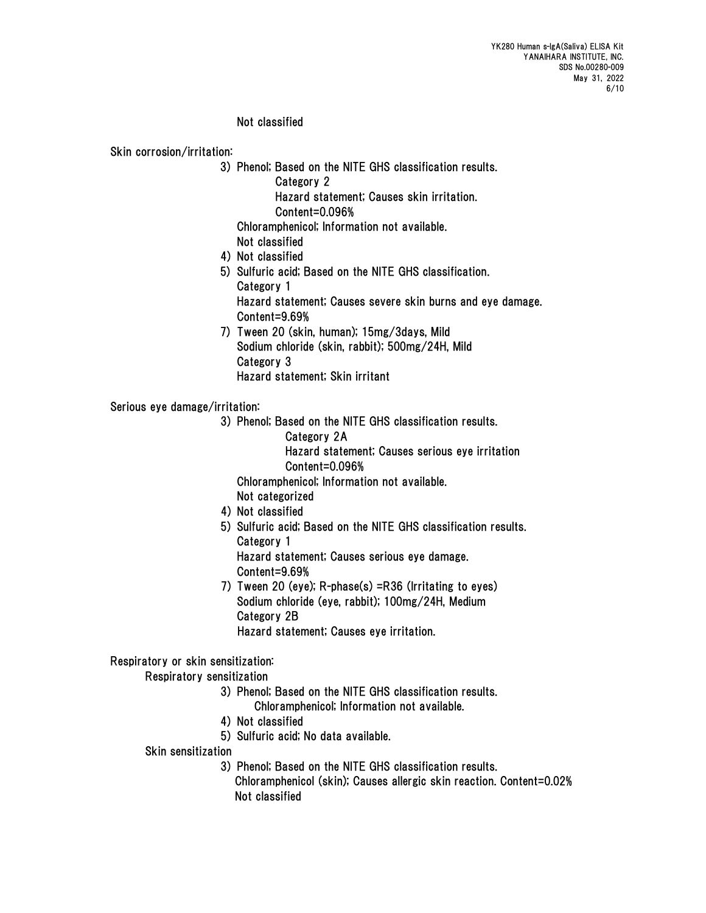Not classified

Skin corrosion/irritation:

3) Phenol; Based on the NITE GHS classification results.
   Category 2
   Hazard statement; Causes skin irritation.
   Content=0.096%
   Chloramphenicol; Information not available.
   Not classified
4) Not classified
5) Sulfuric acid; Based on the NITE GHS classification.
   Category 1
   Hazard statement; Causes severe skin burns and eye damage.
   Content=9.69%
7) Tween 20 (skin, human); 15mg/3days, Mild
   Sodium chloride (skin, rabbit); 500mg/24H, Mild
   Category 3
   Hazard statement; Skin irritant

Serious eye damage/irritation:

3) Phenol; Based on the NITE GHS classification results.
   Category 2A
   Hazard statement; Causes serious eye irritation
   Content=0.096%
   Chloramphenicol; Information not available.
   Not categorized
4) Not classified
5) Sulfuric acid; Based on the NITE GHS classification results.
   Category 1
   Hazard statement; Causes serious eye damage.
   Content=9.69%
7) Tween 20 (eye); R-phase(s) =R36 (Irritating to eyes)
   Sodium chloride (eye, rabbit); 100mg/24H, Medium
   Category 2B
   Hazard statement; Causes eye irritation.

Respiratory or skin sensitization:

Respiratory sensitization

3) Phenol; Based on the NITE GHS classification results.
   Chloramphenicol; Information not available.
4) Not classified
5) Sulfuric acid; No data available.

Skin sensitization

3) Phenol; Based on the NITE GHS classification results.
   Chloramphenicol (skin); Causes allergic skin reaction. Content=0.02%
   Not classified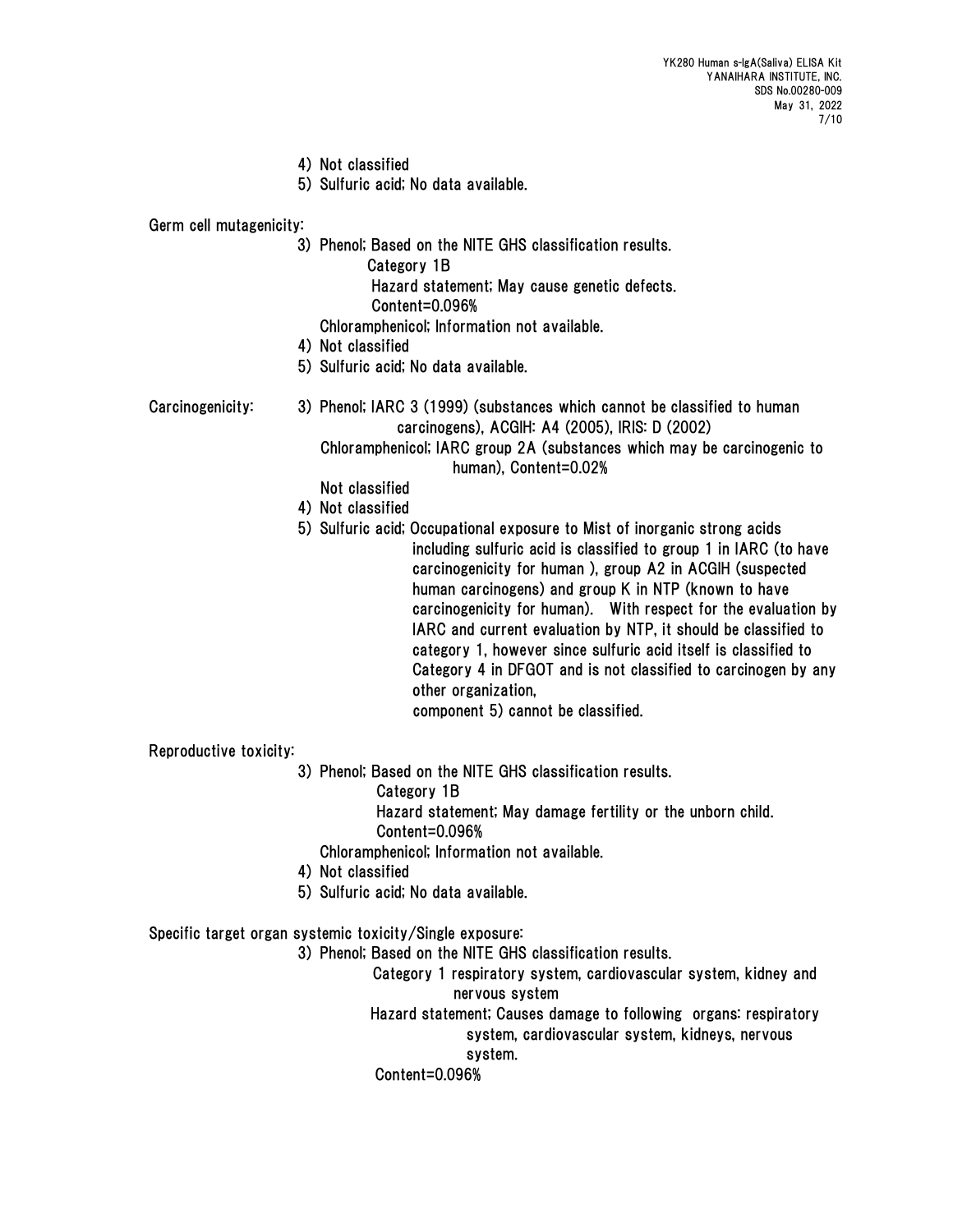4) Not classified

5) Sulfuric acid; No data available.

Germ cell mutagenicity:

3) Phenol; Based on the NITE GHS classification results.
   Category 1B
   Hazard statement; May cause genetic defects.
   Content=0.096%
   Chloramphenicol; Information not available.

4) Not classified

5) Sulfuric acid; No data available.

Carcinogenicity:

3) Phenol; IARC 3 (1999) (substances which cannot be classified to human carcinogens), ACGIH: A4 (2005), IRIS: D (2002)
   Chloramphenicol; IARC group 2A (substances which may be carcinogenic to human), Content=0.02%
   Not classified

4) Not classified

5) Sulfuric acid; Occupational exposure to Mist of inorganic strong acids including sulfuric acid is classified to group 1 in IARC (to have carcinogenicity for human ), group A2 in ACGIH (suspected human carcinogens) and group K in NTP (known to have carcinogenicity for human). With respect for the evaluation by IARC and current evaluation by NTP, it should be classified to category 1, however since sulfuric acid itself is classified to Category 4 in DFGOT and is not classified to carcinogen by any other organization,
   component 5) cannot be classified.

Reproductive toxicity:

3) Phenol; Based on the NITE GHS classification results.
   Category 1B
   Hazard statement; May damage fertility or the unborn child.
   Content=0.096%
   Chloramphenicol; Information not available.

4) Not classified

5) Sulfuric acid; No data available.

Specific target organ systemic toxicity/Single exposure:

3) Phenol; Based on the NITE GHS classification results.
   Category 1 respiratory system, cardiovascular system, kidney and nervous system
   Hazard statement; Causes damage to following organs: respiratory system, cardiovascular system, kidneys, nervous system.
   Content=0.096%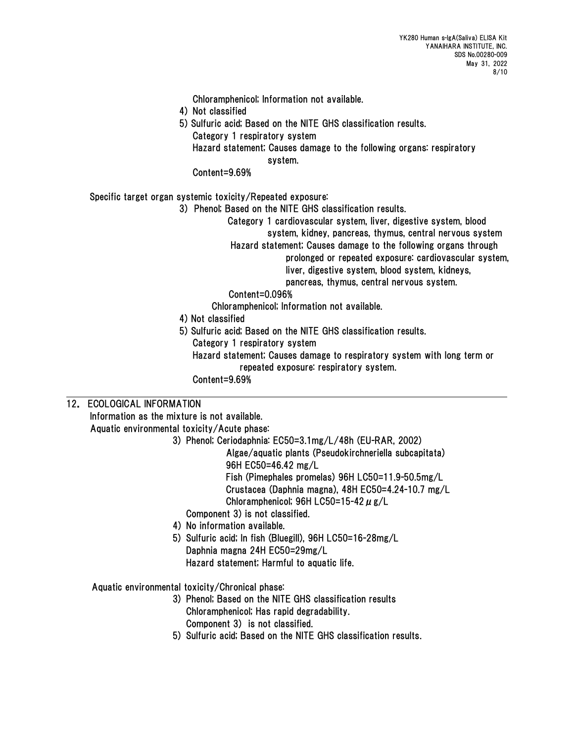Chloramphenicol; Information not available.

4) Not classified

5) Sulfuric acid; Based on the NITE GHS classification results.
   Category 1 respiratory system
   Hazard statement; Causes damage to the following organs: respiratory system.
   Content=9.69%

Specific target organ systemic toxicity/Repeated exposure:

3) Phenol; Based on the NITE GHS classification results.
   Category 1 cardiovascular system, liver, digestive system, blood system, kidney, pancreas, thymus, central nervous system
   Hazard statement; Causes damage to the following organs through prolonged or repeated exposure: cardiovascular system, liver, digestive system, blood system, kidneys, pancreas, thymus, central nervous system.
   Content=0.096%
   Chloramphenicol; Information not available.

4) Not classified

5) Sulfuric acid; Based on the NITE GHS classification results.
   Category 1 respiratory system
   Hazard statement; Causes damage to respiratory system with long term or repeated exposure: respiratory system.
   Content=9.69%

## 12. ECOLOGICAL INFORMATION

Information as the mixture is not available.

Aquatic environmental toxicity/Acute phase:

3) Phenol; Ceriodaphnia: EC50=3.1mg/L/48h (EU-RAR, 2002)
   Algae/aquatic plants (Pseudokirchneriella subcapitata) 96H EC50=46.42 mg/L
   Fish (Pimephales promelas) 96H LC50=11.9-50.5mg/L
   Crustacea (Daphnia magna), 48H EC50=4.24-10.7 mg/L
   Chloramphenicol; 96H LC50=15-42 $\mu$g/L
   Component 3) is not classified.

4) No information available.

5) Sulfuric acid; In fish (Bluegill), 96H LC50=16-28mg/L
   Daphnia magna 24H EC50=29mg/L
   Hazard statement; Harmful to aquatic life.

Aquatic environmental toxicity/Chronical phase:

3) Phenol; Based on the NITE GHS classification results
   Chloramphenicol; Has rapid degradability.
   Component 3) is not classified.

5) Sulfuric acid; Based on the NITE GHS classification results.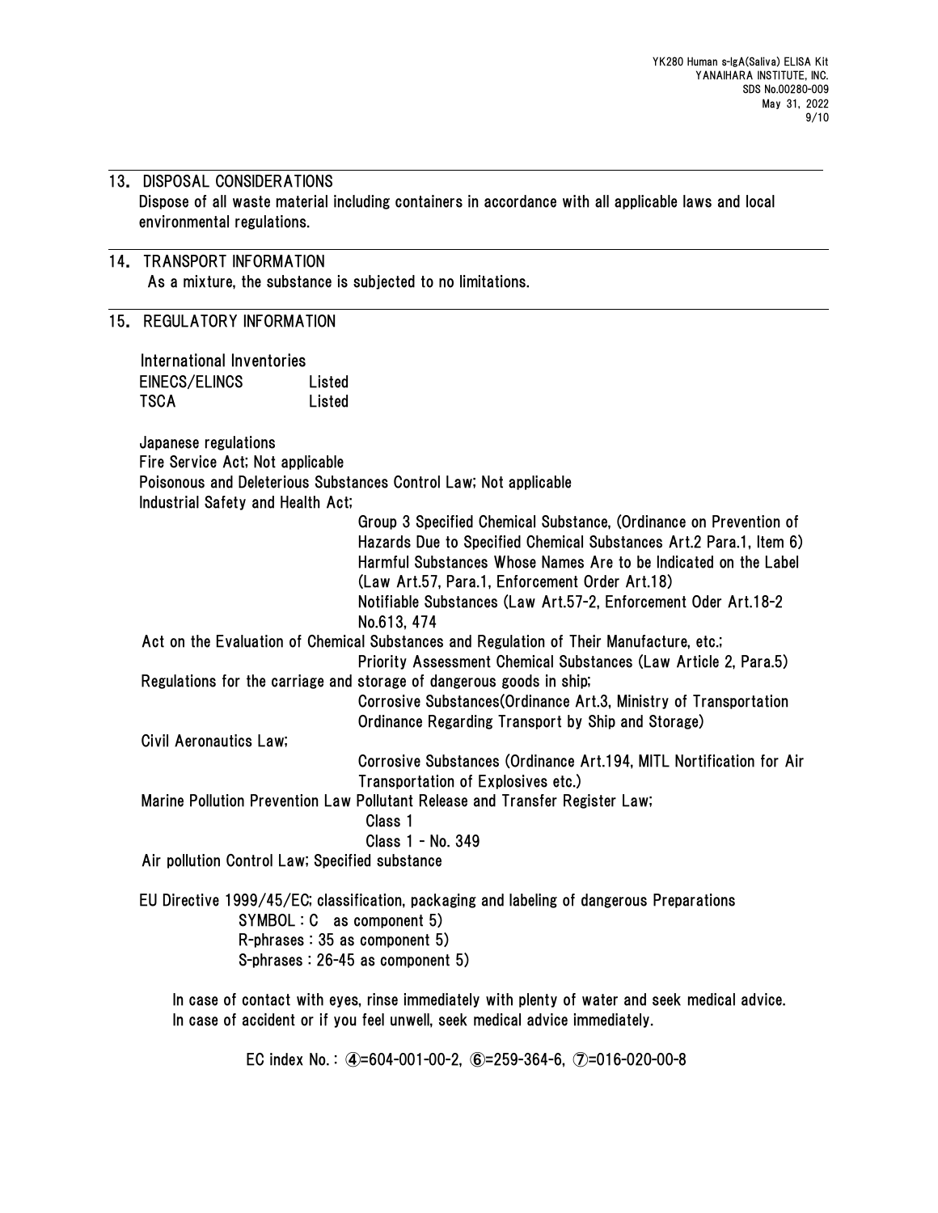## 13. DISPOSAL CONSIDERATIONS

Dispose of all waste material including containers in accordance with all applicable laws and local environmental regulations.

## 14. TRANSPORT INFORMATION

As a mixture, the substance is subjected to no limitations.

## 15. REGULATORY INFORMATION

International Inventories

| | |
|---|---|
| EINECS/ELINCS | Listed |
| TSCA | Listed |

Japanese regulations

Fire Service Act; Not applicable

Poisonous and Deleterious Substances Control Law; Not applicable

Industrial Safety and Health Act;

- Group 3 Specified Chemical Substance, (Ordinance on Prevention of Hazards Due to Specified Chemical Substances Art.2 Para.1, Item 6)
- Harmful Substances Whose Names Are to be Indicated on the Label (Law Art.57, Para.1, Enforcement Order Art.18)
- Notifiable Substances (Law Art.57-2, Enforcement Oder Art.18-2 No.613, 474

Act on the Evaluation of Chemical Substances and Regulation of Their Manufacture, etc.;

- Priority Assessment Chemical Substances (Law Article 2, Para.5)

Regulations for the carriage and storage of dangerous goods in ship;

- Corrosive Substances(Ordinance Art.3, Ministry of Transportation Ordinance Regarding Transport by Ship and Storage)

Civil Aeronautics Law;

- Corrosive Substances (Ordinance Art.194, MITL Notification for Air Transportation of Explosives etc.)

Marine Pollution Prevention Law Pollutant Release and Transfer Register Law;

- Class 1
- Class 1 - No. 349

Air pollution Control Law; Specified substance

EU Directive 1999/45/EC; classification, packaging and labeling of dangerous Preparations

SYMBOL : C as component 5)
R-phrases : 35 as component 5)
S-phrases : 26-45 as component 5)

In case of contact with eyes, rinse immediately with plenty of water and seek medical advice.
In case of accident or if you feel unwell, seek medical advice immediately.

EC index No. : ④=604-001-00-2, ⑥=259-364-6, ⑦=016-020-00-8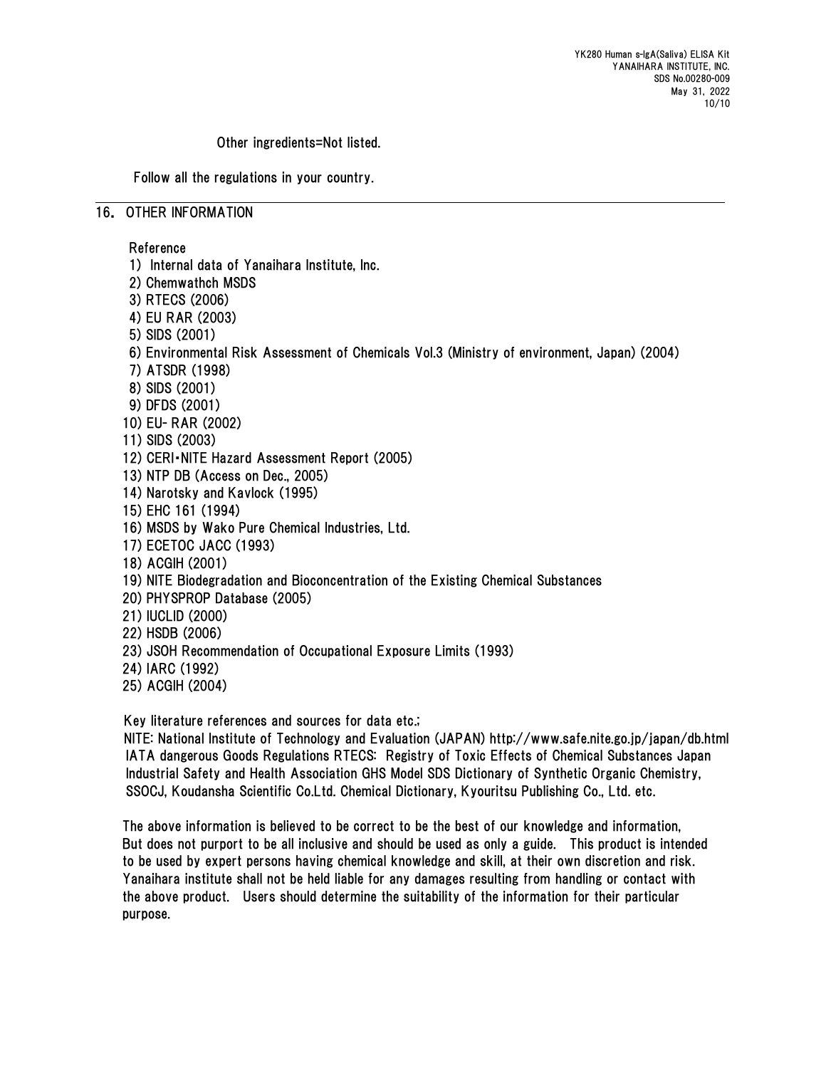Other ingredients=Not listed.

Follow all the regulations in your country.

## 16. OTHER INFORMATION

Reference

1) Internal data of Yanaihara Institute, Inc.
2) Chemwathch MSDS
3) RTECS (2006)
4) EU RAR (2003)
5) SIDS (2001)
6) Environmental Risk Assessment of Chemicals Vol.3 (Ministry of environment, Japan) (2004)
7) ATSDR (1998)
8) SIDS (2001)
9) DFDS (2001)
10) EU- RAR (2002)
11) SIDS (2003)
12) CERI・NITE Hazard Assessment Report (2005)
13) NTP DB (Access on Dec., 2005)
14) Narotsky and Kavlock (1995)
15) EHC 161 (1994)
16) MSDS by Wako Pure Chemical Industries, Ltd.
17) ECETOC JACC (1993)
18) ACGIH (2001)
19) NITE Biodegradation and Bioconcentration of the Existing Chemical Substances
20) PHYSPROP Database (2005)
21) IUCLID (2000)
22) HSDB (2006)
23) JSOH Recommendation of Occupational Exposure Limits (1993)
24) IARC (1992)
25) ACGIH (2004)

Key literature references and sources for data etc.;
NITE: National Institute of Technology and Evaluation (JAPAN) http://www.safe.nite.go.jp/japan/db.html IATA dangerous Goods Regulations RTECS: Registry of Toxic Effects of Chemical Substances Japan Industrial Safety and Health Association GHS Model SDS Dictionary of Synthetic Organic Chemistry, SSOCJ, Koudansha Scientific Co.Ltd. Chemical Dictionary, Kyouritsu Publishing Co., Ltd. etc.

The above information is believed to be correct to be the best of our knowledge and information, But does not purport to be all inclusive and should be used as only a guide. This product is intended to be used by expert persons having chemical knowledge and skill, at their own discretion and risk. Yanaihara institute shall not be held liable for any damages resulting from handling or contact with the above product. Users should determine the suitability of the information for their particular purpose.